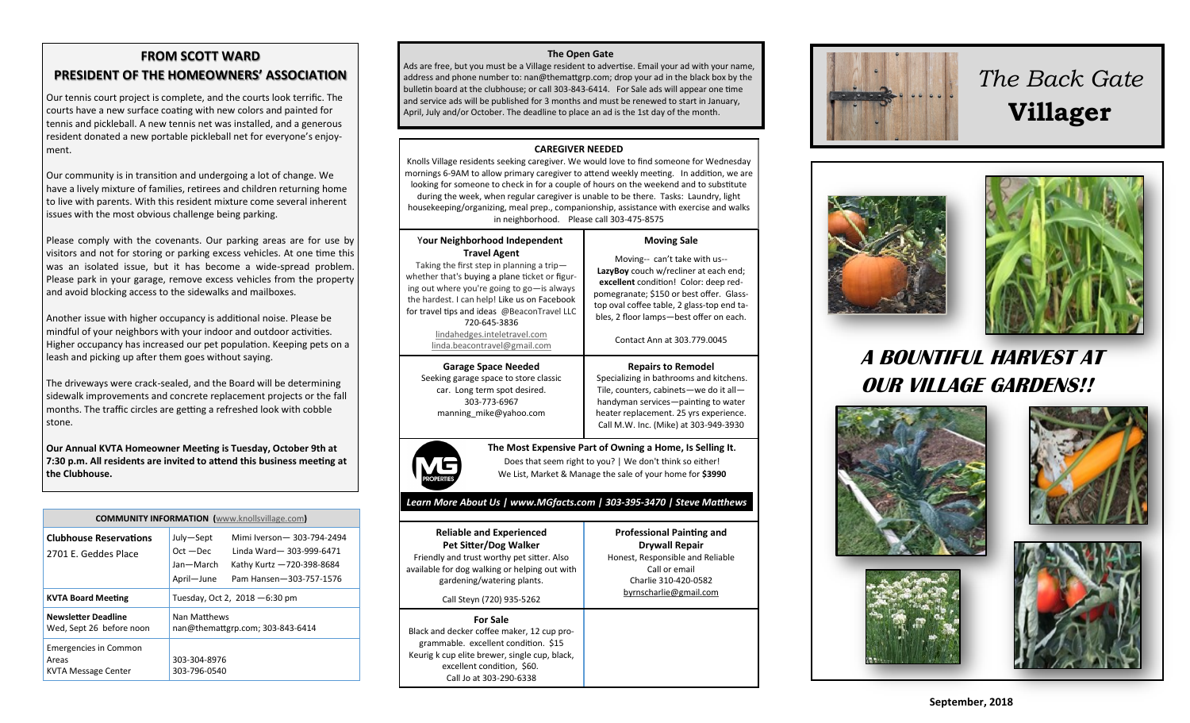## FROM SCOTT WARD
## PRESIDENT OF THE HOMEOWNERS' ASSOCIATION

Our tennis court project is complete, and the courts look terrific. The courts have a new surface coating with new colors and painted for tennis and pickleball. A new tennis net was installed, and a generous resident donated a new portable pickleball net for everyone's enjoyment.

Our community is in transition and undergoing a lot of change. We have a lively mixture of families, retirees and children returning home to live with parents. With this resident mixture come several inherent issues with the most obvious challenge being parking.

Please comply with the covenants. Our parking areas are for use by visitors and not for storing or parking excess vehicles. At one time this was an isolated issue, but it has become a wide-spread problem. Please park in your garage, remove excess vehicles from the property and avoid blocking access to the sidewalks and mailboxes.

Another issue with higher occupancy is additional noise. Please be mindful of your neighbors with your indoor and outdoor activities. Higher occupancy has increased our pet population. Keeping pets on a leash and picking up after them goes without saying.

The driveways were crack-sealed, and the Board will be determining sidewalk improvements and concrete replacement projects or the fall months. The traffic circles are getting a refreshed look with cobble stone.

**Our Annual KVTA Homeowner Meeting is Tuesday, October 9th at 7:30 p.m. All residents are invited to attend this business meeting at the Clubhouse.**

**COMMUNITY INFORMATION (www.knollsvillage.com)**

| | | |
|---|---|---|
| **Clubhouse Reservations** 2701 E. Geddes Place | July—Sept | Mimi Iverson— 303-794-2494 |
| | Oct —Dec | Linda Ward— 303-999-6471 |
| | Jan—March | Kathy Kurtz —720-398-8684 |
| | April—June | Pam Hansen—303-757-1576 |
| **KVTA Board Meeting** | Tuesday, Oct 2, 2018 —6:30 pm | |
| **Newsletter Deadline** Wed, Sept 26 before noon | Nan Matthews nan@themattgrp.com; 303-843-6414 | |
| Emergencies in Common Areas | 303-304-8976 | |
| KVTA Message Center | 303-796-0540 | |

### The Open Gate

Ads are free, but you must be a Village resident to advertise. Email your ad with your name, address and phone number to: nan@themattgrp.com; drop your ad in the black box by the bulletin board at the clubhouse; or call 303-843-6414. For Sale ads will appear one time and service ads will be published for 3 months and must be renewed to start in January, April, July and/or October. The deadline to place an ad is the 1st day of the month.

### CAREGIVER NEEDED

Knolls Village residents seeking caregiver. We would love to find someone for Wednesday mornings 6-9AM to allow primary caregiver to attend weekly meeting. In addition, we are looking for someone to check in for a couple of hours on the weekend and to substitute during the week, when regular caregiver is unable to be there. Tasks: Laundry, light housekeeping/organizing, meal prep., companionship, assistance with exercise and walks in neighborhood. Please call 303-475-8575

### Your Neighborhood Independent Travel Agent

Taking the first step in planning a trip—whether that's buying a plane ticket or figuring out where you're going to go—is always the hardest. I can help! Like us on Facebook for travel tips and ideas @BeaconTravel LLC
720-645-3836
lindahedges.inteletravel.com
linda.beacontravel@gmail.com

### Moving Sale

Moving-- can't take with us-- **LazyBoy** couch w/recliner at each end; **excellent** condition! Color: deep red-pomegranate; $150 or best offer. Glass-top oval coffee table, 2 glass-top end tables, 2 floor lamps—best offer on each.

Contact Ann at 303.779.0045

### Garage Space Needed

Seeking garage space to store classic car. Long term spot desired.
303-773-6967
manning_mike@yahoo.com

### Repairs to Remodel

Specializing in bathrooms and kitchens. Tile, counters, cabinets—we do it all—handyman services—painting to water heater replacement. 25 yrs experience. Call M.W. Inc. (Mike) at 303-949-3930

**The Most Expensive Part of Owning a Home, Is Selling It.**
Does that seem right to you? | We don't think so either!
We List, Market & Manage the sale of your home for **$3990**

*Learn More About Us | www.MGfacts.com | 303-395-3470 | Steve Matthews*

### Reliable and Experienced Pet Sitter/Dog Walker

Friendly and trust worthy pet sitter. Also available for dog walking or helping out with gardening/watering plants.

Call Steyn (720) 935-5262

### Professional Painting and Drywall Repair

Honest, Responsible and Reliable
Call or email
Charlie 310-420-0582
byrnscharlie@gmail.com

### For Sale

Black and decker coffee maker, 12 cup programmable. excellent condition. $15
Keurig k cup elite brewer, single cup, black, excellent condition, $60.
Call Jo at 303-290-6338

# *The Back Gate* **Villager**

## A BOUNTIFUL HARVEST AT OUR VILLAGE GARDENS!!

September, 2018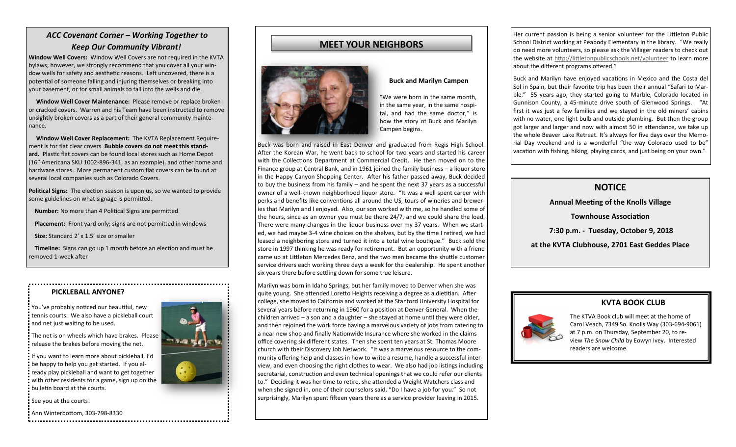## *ACC Covenant Corner – Working Together to Keep Our Community Vibrant!*

**Window Well Covers:** Window Well Covers are not required in the KVTA bylaws; however, we strongly recommend that you cover all your window wells for safety and aesthetic reasons. Left uncovered, there is a potential of someone falling and injuring themselves or breaking into your basement, or for small animals to fall into the wells and die.

**Window Well Cover Maintenance:** Please remove or replace broken or cracked covers. Warren and his Team have been instructed to remove unsightly broken covers as a part of their general community maintenance.

**Window Well Cover Replacement:** The KVTA Replacement Requirement is for flat clear covers. **Bubble covers do not meet this standard.** Plastic flat covers can be found local stores such as Home Depot (16" Americana SKU 1002-896-341, as an example), and other home and hardware stores. More permanent custom flat covers can be found at several local companies such as Colorado Covers.

**Political Signs:** The election season is upon us, so we wanted to provide some guidelines on what signage is permitted.

**Number:** No more than 4 Political Signs are permitted

**Placement:** Front yard only; signs are not permitted in windows

**Size:** Standard 2' x 1.5' size or smaller

**Timeline:** Signs can go up 1 month before an election and must be removed 1-week after

### PICKLEBALL ANYONE?

You've probably noticed our beautiful, new tennis courts. We also have a pickleball court and net just waiting to be used.

The net is on wheels which have brakes. Please release the brakes before moving the net.

If you want to learn more about pickleball, I'd be happy to help you get started. If you already play pickleball and want to get together with other residents for a game, sign up on the bulletin board at the courts.

See you at the courts!

Ann Winterbottom, 303-798-8330

## MEET YOUR NEIGHBORS

**Buck and Marilyn Campen**

"We were born in the same month, in the same year, in the same hospital, and had the same doctor," is how the story of Buck and Marilyn Campen begins.

Buck was born and raised in East Denver and graduated from Regis High School. After the Korean War, he went back to school for two years and started his career with the Collections Department at Commercial Credit. He then moved on to the Finance group at Central Bank, and in 1961 joined the family business – a liquor store in the Happy Canyon Shopping Center. After his father passed away, Buck decided to buy the business from his family – and he spent the next 37 years as a successful owner of a well-known neighborhood liquor store. "It was a well spent career with perks and benefits like conventions all around the US, tours of wineries and breweries that Marilyn and I enjoyed. Also, our son worked with me, so he handled some of the hours, since as an owner you must be there 24/7, and we could share the load. There were many changes in the liquor business over my 37 years. When we started, we had maybe 3-4 wine choices on the shelves, but by the time I retired, we had leased a neighboring store and turned it into a total wine boutique." Buck sold the store in 1997 thinking he was ready for retirement. But an opportunity with a friend came up at Littleton Mercedes Benz, and the two men became the shuttle customer service drivers each working three days a week for the dealership. He spent another six years there before settling down for some true leisure.

Marilyn was born in Idaho Springs, but her family moved to Denver when she was quite young. She attended Loretto Heights receiving a degree as a dietitian. After college, she moved to California and worked at the Stanford University Hospital for several years before returning in 1960 for a position at Denver General. When the children arrived – a son and a daughter – she stayed at home until they were older, and then rejoined the work force having a marvelous variety of jobs from catering to a near new shop and finally Nationwide Insurance where she worked in the claims office covering six different states. Then she spent ten years at St. Thomas Moore church with their Discovery Job Network. "It was a marvelous resource to the community offering help and classes in how to write a resume, handle a successful interview, and even choosing the right clothes to wear. We also had job listings including secretarial, construction and even technical openings that we could refer our clients to." Deciding it was her time to retire, she attended a Weight Watchers class and when she signed in, one of their counselors said, "Do I have a job for you." So not surprisingly, Marilyn spent fifteen years there as a service provider leaving in 2015.

Her current passion is being a senior volunteer for the Littleton Public School District working at Peabody Elementary in the library. "We really do need more volunteers, so please ask the Villager readers to check out the website at http://littletonpublicschools.net/volunteer to learn more about the different programs offered."

Buck and Marilyn have enjoyed vacations in Mexico and the Costa del Sol in Spain, but their favorite trip has been their annual "Safari to Marble." 55 years ago, they started going to Marble, Colorado located in Gunnison County, a 45-minute drive south of Glenwood Springs. "At first it was just a few families and we stayed in the old miners' cabins with no water, one light bulb and outside plumbing. But then the group got larger and larger and now with almost 50 in attendance, we take up the whole Beaver Lake Retreat. It's always for five days over the Memorial Day weekend and is a wonderful "the way Colorado used to be" vacation with fishing, hiking, playing cards, and just being on your own."

## NOTICE

**Annual Meeting of the Knolls Village**

**Townhouse Association**

**7:30 p.m. - Tuesday, October 9, 2018**

**at the KVTA Clubhouse, 2701 East Geddes Place**

## KVTA BOOK CLUB

The KTVA Book club will meet at the home of Carol Veach, 7349 So. Knolls Way (303-694-9061) at 7 p.m. on Thursday, September 20, to review *The Snow Child* by Eowyn Ivey. Interested readers are welcome.